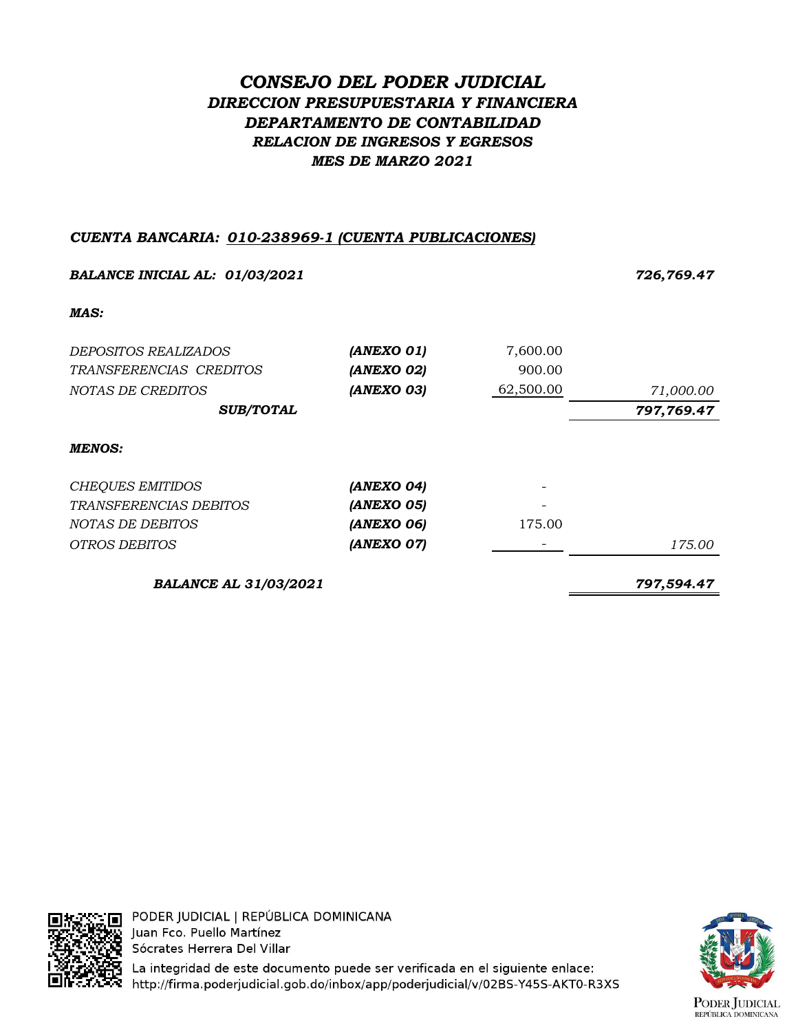# *CONSEJO DEL PODER JUDICIAL*
## *DIRECCION PRESUPUESTARIA Y FINANCIERA*
## *DEPARTAMENTO DE CONTABILIDAD*
### *RELACION DE INGRESOS Y EGRESOS*
### *MES DE MARZO 2021*

***CUENTA BANCARIA: 010-238969-1 (CUENTA PUBLICACIONES)***

| | | | |
|---|---|---|---|
| ***BALANCE INICIAL AL: 01/03/2021*** | | | ***726,769.47*** |
| ***MAS:*** | | | |
| *DEPOSITOS REALIZADOS* | ***(ANEXO 01)*** | 7,600.00 | |
| *TRANSFERENCIAS CREDITOS* | ***(ANEXO 02)*** | 900.00 | |
| *NOTAS DE CREDITOS* | ***(ANEXO 03)*** | 62,500.00 | *71,000.00* |
| ***SUB/TOTAL*** | | | ***797,769.47*** |
| ***MENOS:*** | | | |
| *CHEQUES EMITIDOS* | ***(ANEXO 04)*** | - | |
| *TRANSFERENCIAS DEBITOS* | ***(ANEXO 05)*** | - | |
| *NOTAS DE DEBITOS* | ***(ANEXO 06)*** | 175.00 | |
| *OTROS DEBITOS* | ***(ANEXO 07)*** | - | *175.00* |
| ***BALANCE AL 31/03/2021*** | | | ***797,594.47*** |

PODER JUDICIAL | REPÚBLICA DOMINICANA
Juan Fco. Puello Martínez
Sócrates Herrera Del Villar
La integridad de este documento puede ser verificada en el siguiente enlace:
http://firma.poderjudicial.gob.do/inbox/app/poderjudicial/v/02BS-Y45S-AKT0-R3XS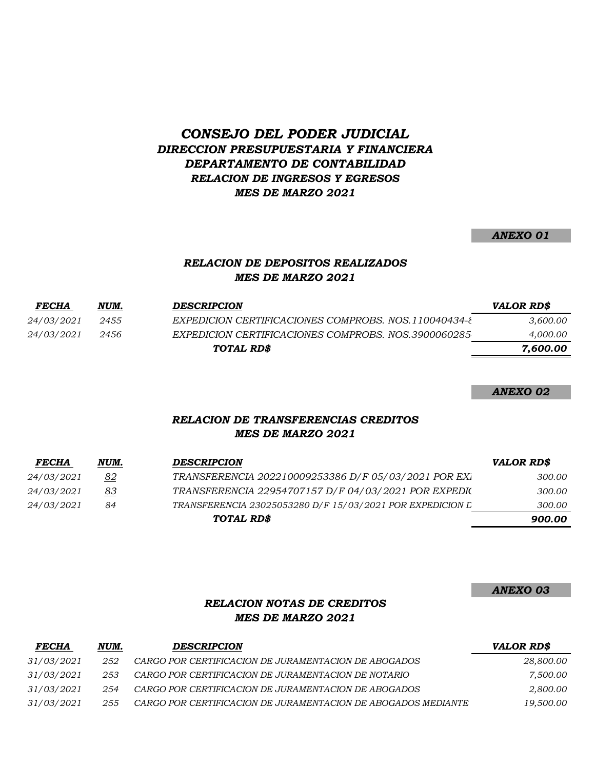# *CONSEJO DEL PODER JUDICIAL*
## *DIRECCION PRESUPUESTARIA Y FINANCIERA*
## *DEPARTAMENTO DE CONTABILIDAD*
## *RELACION DE INGRESOS Y EGRESOS*
## *MES DE MARZO 2021*

***ANEXO 01***

### *RELACION DE DEPOSITOS REALIZADOS*
### *MES DE MARZO 2021*

| *FECHA* | *NUM.* | *DESCRIPCION* | *VALOR RD$* |
|---|---|---|---|
| *24/03/2021* | *2455* | *EXPEDICION CERTIFICACIONES COMPROBS. NOS.110040434-8* | *3,600.00* |
| *24/03/2021* | *2456* | *EXPEDICION CERTIFICACIONES COMPROBS. NOS.3900060285* | *4,000.00* |
| | | ***TOTAL RD$*** | ***7,600.00*** |

***ANEXO 02***

### *RELACION DE TRANSFERENCIAS CREDITOS*
### *MES DE MARZO 2021*

| *FECHA* | *NUM.* | *DESCRIPCION* | *VALOR RD$* |
|---|---|---|---|
| *24/03/2021* | *82* | *TRANSFERENCIA 202210009253386 D/F 05/03/2021 POR EXI* | *300.00* |
| *24/03/2021* | *83* | *TRANSFERENCIA 22954707157 D/F 04/03/2021 POR EXPEDIC* | *300.00* |
| *24/03/2021* | *84* | *TRANSFERENCIA 23025053280 D/F 15/03/2021 POR EXPEDICION D* | *300.00* |
| | | ***TOTAL RD$*** | ***900.00*** |

***ANEXO 03***

### *RELACION NOTAS DE CREDITOS*
### *MES DE MARZO 2021*

| *FECHA* | *NUM.* | *DESCRIPCION* | *VALOR RD$* |
|---|---|---|---|
| *31/03/2021* | *252* | *CARGO POR CERTIFICACION DE JURAMENTACION DE ABOGADOS* | *28,800.00* |
| *31/03/2021* | *253* | *CARGO POR CERTIFICACION DE JURAMENTACION DE NOTARIO* | *7,500.00* |
| *31/03/2021* | *254* | *CARGO POR CERTIFICACION DE JURAMENTACION DE ABOGADOS* | *2,800.00* |
| *31/03/2021* | *255* | *CARGO POR CERTIFICACION DE JURAMENTACION DE ABOGADOS MEDIANTE* | *19,500.00* |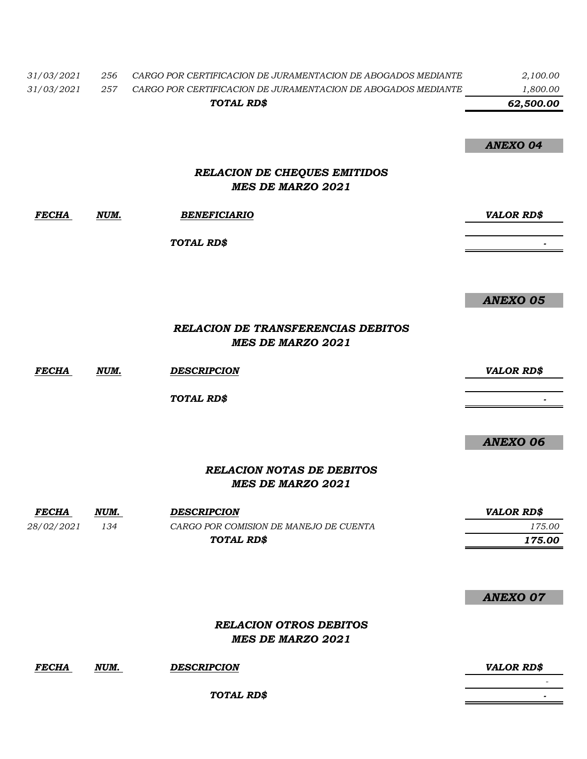| | | | |
|---|---|---|---|
| *31/03/2021* | *256* | *CARGO POR CERTIFICACION DE JURAMENTACION DE ABOGADOS MEDIANTE* | *2,100.00* |
| *31/03/2021* | *257* | *CARGO POR CERTIFICACION DE JURAMENTACION DE ABOGADOS MEDIANTE* | *1,800.00* |
| | | ***TOTAL RD$*** | ***62,500.00*** |

***ANEXO 04***

## *RELACION DE CHEQUES EMITIDOS*
## *MES DE MARZO 2021*

| ***FECHA*** | ***NUM.*** | ***BENEFICIARIO*** | ***VALOR RD$*** |
|---|---|---|---|
| | | ***TOTAL RD$*** | ***-*** |

***ANEXO 05***

## *RELACION DE TRANSFERENCIAS DEBITOS*
## *MES DE MARZO 2021*

| ***FECHA*** | ***NUM.*** | ***DESCRIPCION*** | ***VALOR RD$*** |
|---|---|---|---|
| | | ***TOTAL RD$*** | ***-*** |

***ANEXO 06***

## *RELACION NOTAS DE DEBITOS*
## *MES DE MARZO 2021*

| ***FECHA*** | ***NUM.*** | ***DESCRIPCION*** | ***VALOR RD$*** |
|---|---|---|---|
| *28/02/2021* | *134* | *CARGO POR COMISION DE MANEJO DE CUENTA* | *175.00* |
| | | ***TOTAL RD$*** | ***175.00*** |

***ANEXO 07***

## *RELACION OTROS DEBITOS*
## *MES DE MARZO 2021*

| ***FECHA*** | ***NUM.*** | ***DESCRIPCION*** | ***VALOR RD$*** |
|---|---|---|---|
| | | | *-* |
| | | ***TOTAL RD$*** | ***-*** |